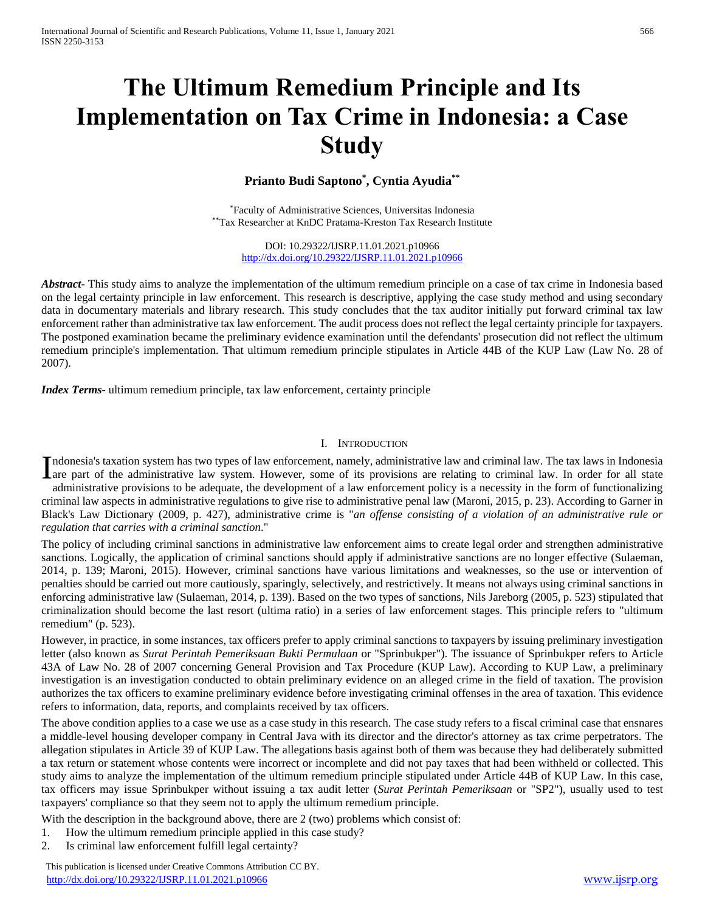# The Ultimum Remedium Principle and Its Implementation on Tax Crime in Indonesia: a Case Study

**Prianto Budi Saptono[*], Cyntia Ayudia[**]**

[*]Faculty of Administrative Sciences, Universitas Indonesia
[**]Tax Researcher at KnDC Pratama-Kreston Tax Research Institute

DOI: 10.29322/IJSRP.11.01.2021.p10966
http://dx.doi.org/10.29322/IJSRP.11.01.2021.p10966

***Abstract***- This study aims to analyze the implementation of the ultimum remedium principle on a case of tax crime in Indonesia based on the legal certainty principle in law enforcement. This research is descriptive, applying the case study method and using secondary data in documentary materials and library research. This study concludes that the tax auditor initially put forward criminal tax law enforcement rather than administrative tax law enforcement. The audit process does not reflect the legal certainty principle for taxpayers. The postponed examination became the preliminary evidence examination until the defendants' prosecution did not reflect the ultimum remedium principle's implementation. That ultimum remedium principle stipulates in Article 44B of the KUP Law (Law No. 28 of 2007).

***Index Terms***- ultimum remedium principle, tax law enforcement, certainty principle

## I. Introduction

Indonesia's taxation system has two types of law enforcement, namely, administrative law and criminal law. The tax laws in Indonesia are part of the administrative law system. However, some of its provisions are relating to criminal law. In order for all state administrative provisions to be adequate, the development of a law enforcement policy is a necessity in the form of functionalizing criminal law aspects in administrative regulations to give rise to administrative penal law (Maroni, 2015, p. 23). According to Garner in Black's Law Dictionary (2009, p. 427), administrative crime is "*an offense consisting of a violation of an administrative rule or regulation that carries with a criminal sanction*."

The policy of including criminal sanctions in administrative law enforcement aims to create legal order and strengthen administrative sanctions. Logically, the application of criminal sanctions should apply if administrative sanctions are no longer effective (Sulaeman, 2014, p. 139; Maroni, 2015). However, criminal sanctions have various limitations and weaknesses, so the use or intervention of penalties should be carried out more cautiously, sparingly, selectively, and restrictively. It means not always using criminal sanctions in enforcing administrative law (Sulaeman, 2014, p. 139). Based on the two types of sanctions, Nils Jareborg (2005, p. 523) stipulated that criminalization should become the last resort (ultima ratio) in a series of law enforcement stages. This principle refers to "ultimum remedium" (p. 523).

However, in practice, in some instances, tax officers prefer to apply criminal sanctions to taxpayers by issuing preliminary investigation letter (also known as *Surat Perintah Pemeriksaan Bukti Permulaan* or "Sprinbukper"). The issuance of Sprinbukper refers to Article 43A of Law No. 28 of 2007 concerning General Provision and Tax Procedure (KUP Law). According to KUP Law, a preliminary investigation is an investigation conducted to obtain preliminary evidence on an alleged crime in the field of taxation. The provision authorizes the tax officers to examine preliminary evidence before investigating criminal offenses in the area of taxation. This evidence refers to information, data, reports, and complaints received by tax officers.

The above condition applies to a case we use as a case study in this research. The case study refers to a fiscal criminal case that ensnares a middle-level housing developer company in Central Java with its director and the director's attorney as tax crime perpetrators. The allegation stipulates in Article 39 of KUP Law. The allegations basis against both of them was because they had deliberately submitted a tax return or statement whose contents were incorrect or incomplete and did not pay taxes that had been withheld or collected. This study aims to analyze the implementation of the ultimum remedium principle stipulated under Article 44B of KUP Law. In this case, tax officers may issue Sprinbukper without issuing a tax audit letter (*Surat Perintah Pemeriksaan* or "SP2"), usually used to test taxpayers' compliance so that they seem not to apply the ultimum remedium principle.

With the description in the background above, there are 2 (two) problems which consist of:

1. How the ultimum remedium principle applied in this case study?
2. Is criminal law enforcement fulfill legal certainty?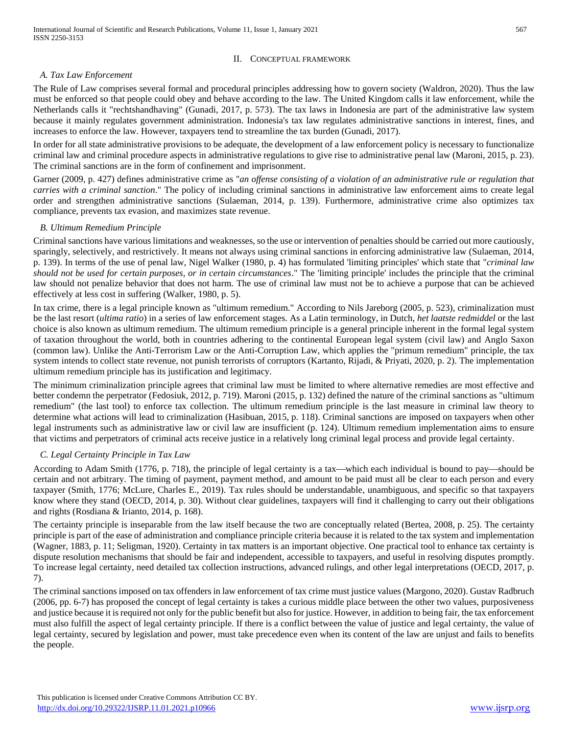## II. Conceptual framework

### A. Tax Law Enforcement

The Rule of Law comprises several formal and procedural principles addressing how to govern society (Waldron, 2020). Thus the law must be enforced so that people could obey and behave according to the law. The United Kingdom calls it law enforcement, while the Netherlands calls it "rechtshandhaving" (Gunadi, 2017, p. 573). The tax laws in Indonesia are part of the administrative law system because it mainly regulates government administration. Indonesia's tax law regulates administrative sanctions in interest, fines, and increases to enforce the law. However, taxpayers tend to streamline the tax burden (Gunadi, 2017).

In order for all state administrative provisions to be adequate, the development of a law enforcement policy is necessary to functionalize criminal law and criminal procedure aspects in administrative regulations to give rise to administrative penal law (Maroni, 2015, p. 23). The criminal sanctions are in the form of confinement and imprisonment.

Garner (2009, p. 427) defines administrative crime as "*an offense consisting of a violation of an administrative rule or regulation that carries with a criminal sanction*." The policy of including criminal sanctions in administrative law enforcement aims to create legal order and strengthen administrative sanctions (Sulaeman, 2014, p. 139). Furthermore, administrative crime also optimizes tax compliance, prevents tax evasion, and maximizes state revenue.

### B. Ultimum Remedium Principle

Criminal sanctions have various limitations and weaknesses, so the use or intervention of penalties should be carried out more cautiously, sparingly, selectively, and restrictively. It means not always using criminal sanctions in enforcing administrative law (Sulaeman, 2014, p. 139). In terms of the use of penal law, Nigel Walker (1980, p. 4) has formulated 'limiting principles' which state that "*criminal law should not be used for certain purposes, or in certain circumstances*." The 'limiting principle' includes the principle that the criminal law should not penalize behavior that does not harm. The use of criminal law must not be to achieve a purpose that can be achieved effectively at less cost in suffering (Walker, 1980, p. 5).

In tax crime, there is a legal principle known as "ultimum remedium." According to Nils Jareborg (2005, p. 523), criminalization must be the last resort (*ultima ratio*) in a series of law enforcement stages. As a Latin terminology, in Dutch, *het laatste redmiddel* or the last choice is also known as ultimum remedium. The ultimum remedium principle is a general principle inherent in the formal legal system of taxation throughout the world, both in countries adhering to the continental European legal system (civil law) and Anglo Saxon (common law). Unlike the Anti-Terrorism Law or the Anti-Corruption Law, which applies the "primum remedium" principle, the tax system intends to collect state revenue, not punish terrorists of corruptors (Kartanto, Rijadi, & Priyati, 2020, p. 2). The implementation ultimum remedium principle has its justification and legitimacy.

The minimum criminalization principle agrees that criminal law must be limited to where alternative remedies are most effective and better condemn the perpetrator (Fedosiuk, 2012, p. 719). Maroni (2015, p. 132) defined the nature of the criminal sanctions as "ultimum remedium" (the last tool) to enforce tax collection. The ultimum remedium principle is the last measure in criminal law theory to determine what actions will lead to criminalization (Hasibuan, 2015, p. 118). Criminal sanctions are imposed on taxpayers when other legal instruments such as administrative law or civil law are insufficient (p. 124). Ultimum remedium implementation aims to ensure that victims and perpetrators of criminal acts receive justice in a relatively long criminal legal process and provide legal certainty.

### C. Legal Certainty Principle in Tax Law

According to Adam Smith (1776, p. 718), the principle of legal certainty is a tax—which each individual is bound to pay—should be certain and not arbitrary. The timing of payment, payment method, and amount to be paid must all be clear to each person and every taxpayer (Smith, 1776; McLure, Charles E., 2019). Tax rules should be understandable, unambiguous, and specific so that taxpayers know where they stand (OECD, 2014, p. 30). Without clear guidelines, taxpayers will find it challenging to carry out their obligations and rights (Rosdiana & Irianto, 2014, p. 168).

The certainty principle is inseparable from the law itself because the two are conceptually related (Bertea, 2008, p. 25). The certainty principle is part of the ease of administration and compliance principle criteria because it is related to the tax system and implementation (Wagner, 1883, p. 11; Seligman, 1920). Certainty in tax matters is an important objective. One practical tool to enhance tax certainty is dispute resolution mechanisms that should be fair and independent, accessible to taxpayers, and useful in resolving disputes promptly. To increase legal certainty, need detailed tax collection instructions, advanced rulings, and other legal interpretations (OECD, 2017, p. 7).

The criminal sanctions imposed on tax offenders in law enforcement of tax crime must justice values (Margono, 2020). Gustav Radbruch (2006, pp. 6-7) has proposed the concept of legal certainty is takes a curious middle place between the other two values, purposiveness and justice because it is required not only for the public benefit but also for justice. However, in addition to being fair, the tax enforcement must also fulfill the aspect of legal certainty principle. If there is a conflict between the value of justice and legal certainty, the value of legal certainty, secured by legislation and power, must take precedence even when its content of the law are unjust and fails to benefits the people.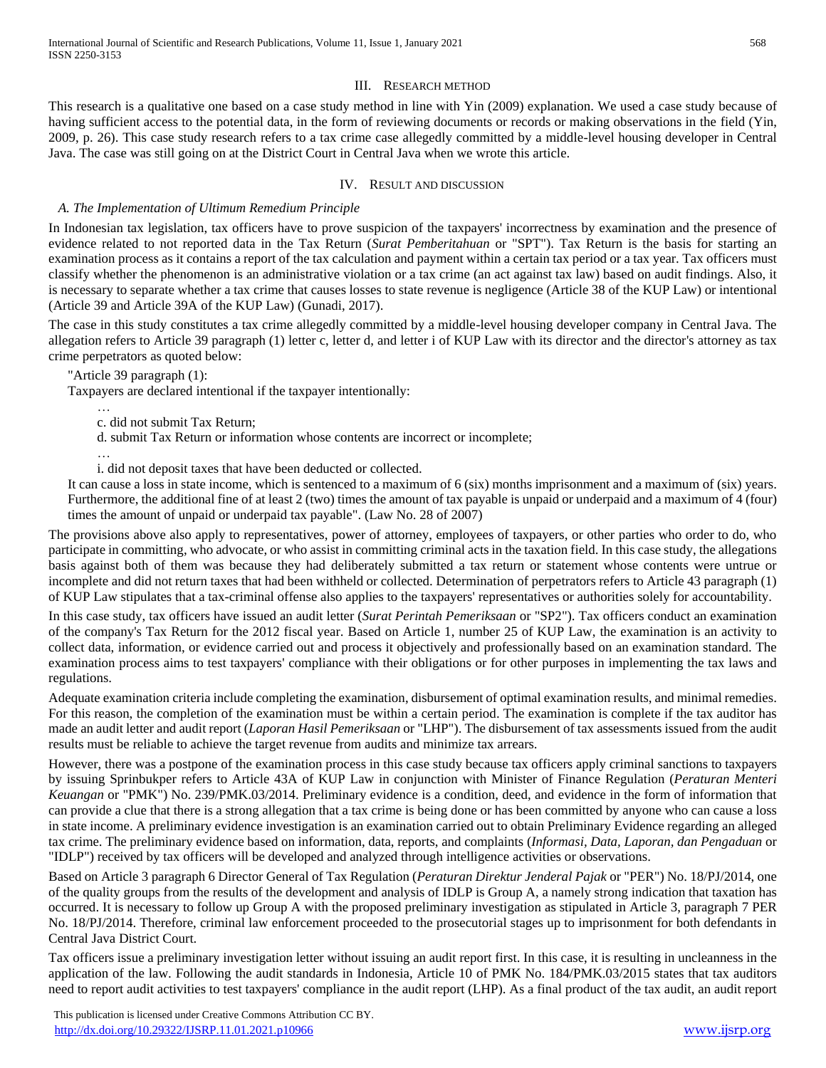## III. RESEARCH METHOD

This research is a qualitative one based on a case study method in line with Yin (2009) explanation. We used a case study because of having sufficient access to the potential data, in the form of reviewing documents or records or making observations in the field (Yin, 2009, p. 26). This case study research refers to a tax crime case allegedly committed by a middle-level housing developer in Central Java. The case was still going on at the District Court in Central Java when we wrote this article.

## IV. RESULT AND DISCUSSION

### *A. The Implementation of Ultimum Remedium Principle*

In Indonesian tax legislation, tax officers have to prove suspicion of the taxpayers' incorrectness by examination and the presence of evidence related to not reported data in the Tax Return (*Surat Pemberitahuan* or "SPT"). Tax Return is the basis for starting an examination process as it contains a report of the tax calculation and payment within a certain tax period or a tax year. Tax officers must classify whether the phenomenon is an administrative violation or a tax crime (an act against tax law) based on audit findings. Also, it is necessary to separate whether a tax crime that causes losses to state revenue is negligence (Article 38 of the KUP Law) or intentional (Article 39 and Article 39A of the KUP Law) (Gunadi, 2017).

The case in this study constitutes a tax crime allegedly committed by a middle-level housing developer company in Central Java. The allegation refers to Article 39 paragraph (1) letter c, letter d, and letter i of KUP Law with its director and the director's attorney as tax crime perpetrators as quoted below:

> "Article 39 paragraph (1):
>
> Taxpayers are declared intentional if the taxpayer intentionally:
>
> …
>
> c. did not submit Tax Return;
>
> d. submit Tax Return or information whose contents are incorrect or incomplete;
>
> …
>
> i. did not deposit taxes that have been deducted or collected.
>
> It can cause a loss in state income, which is sentenced to a maximum of 6 (six) months imprisonment and a maximum of (six) years. Furthermore, the additional fine of at least 2 (two) times the amount of tax payable is unpaid or underpaid and a maximum of 4 (four) times the amount of unpaid or underpaid tax payable". (Law No. 28 of 2007)

The provisions above also apply to representatives, power of attorney, employees of taxpayers, or other parties who order to do, who participate in committing, who advocate, or who assist in committing criminal acts in the taxation field. In this case study, the allegations basis against both of them was because they had deliberately submitted a tax return or statement whose contents were untrue or incomplete and did not return taxes that had been withheld or collected. Determination of perpetrators refers to Article 43 paragraph (1) of KUP Law stipulates that a tax-criminal offense also applies to the taxpayers' representatives or authorities solely for accountability.

In this case study, tax officers have issued an audit letter (*Surat Perintah Pemeriksaan* or "SP2"). Tax officers conduct an examination of the company's Tax Return for the 2012 fiscal year. Based on Article 1, number 25 of KUP Law, the examination is an activity to collect data, information, or evidence carried out and process it objectively and professionally based on an examination standard. The examination process aims to test taxpayers' compliance with their obligations or for other purposes in implementing the tax laws and regulations.

Adequate examination criteria include completing the examination, disbursement of optimal examination results, and minimal remedies. For this reason, the completion of the examination must be within a certain period. The examination is complete if the tax auditor has made an audit letter and audit report (*Laporan Hasil Pemeriksaan* or "LHP"). The disbursement of tax assessments issued from the audit results must be reliable to achieve the target revenue from audits and minimize tax arrears.

However, there was a postpone of the examination process in this case study because tax officers apply criminal sanctions to taxpayers by issuing Sprinbukper refers to Article 43A of KUP Law in conjunction with Minister of Finance Regulation (*Peraturan Menteri Keuangan* or "PMK") No. 239/PMK.03/2014. Preliminary evidence is a condition, deed, and evidence in the form of information that can provide a clue that there is a strong allegation that a tax crime is being done or has been committed by anyone who can cause a loss in state income. A preliminary evidence investigation is an examination carried out to obtain Preliminary Evidence regarding an alleged tax crime. The preliminary evidence based on information, data, reports, and complaints (*Informasi, Data, Laporan, dan Pengaduan* or "IDLP") received by tax officers will be developed and analyzed through intelligence activities or observations.

Based on Article 3 paragraph 6 Director General of Tax Regulation (*Peraturan Direktur Jenderal Pajak* or "PER") No. 18/PJ/2014, one of the quality groups from the results of the development and analysis of IDLP is Group A, a namely strong indication that taxation has occurred. It is necessary to follow up Group A with the proposed preliminary investigation as stipulated in Article 3, paragraph 7 PER No. 18/PJ/2014. Therefore, criminal law enforcement proceeded to the prosecutorial stages up to imprisonment for both defendants in Central Java District Court.

Tax officers issue a preliminary investigation letter without issuing an audit report first. In this case, it is resulting in uncleanness in the application of the law. Following the audit standards in Indonesia, Article 10 of PMK No. 184/PMK.03/2015 states that tax auditors need to report audit activities to test taxpayers' compliance in the audit report (LHP). As a final product of the tax audit, an audit report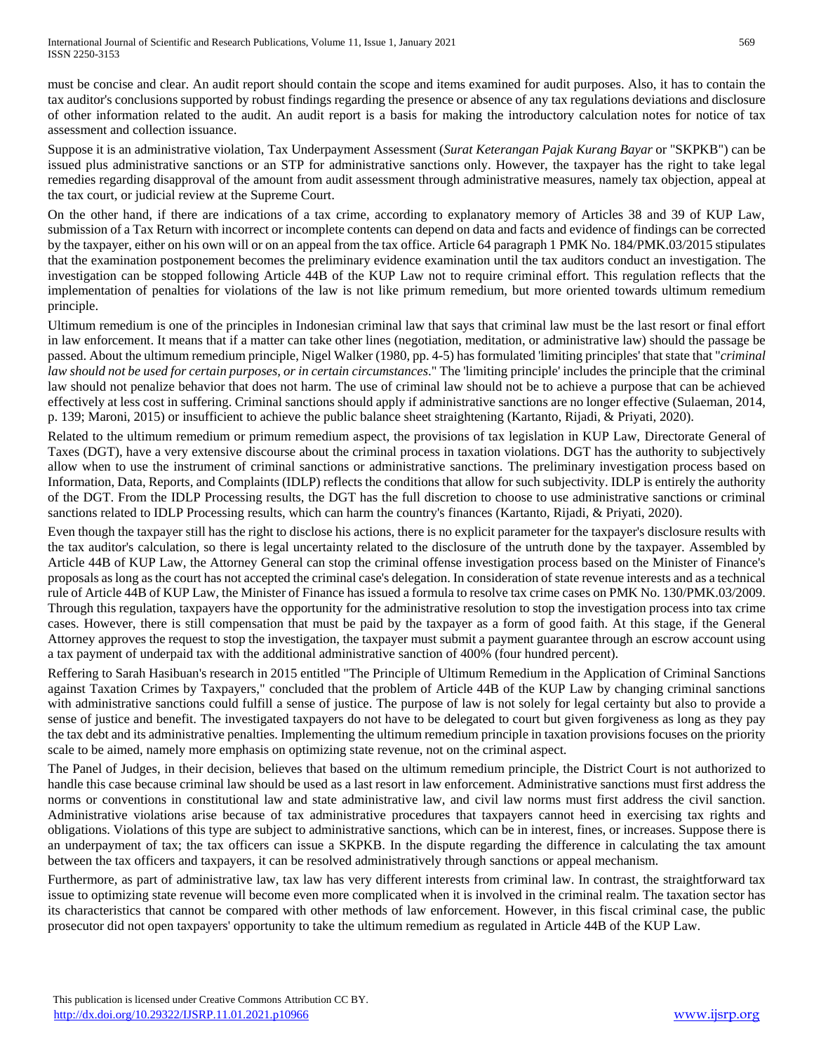must be concise and clear. An audit report should contain the scope and items examined for audit purposes. Also, it has to contain the tax auditor's conclusions supported by robust findings regarding the presence or absence of any tax regulations deviations and disclosure of other information related to the audit. An audit report is a basis for making the introductory calculation notes for notice of tax assessment and collection issuance.

Suppose it is an administrative violation, Tax Underpayment Assessment (*Surat Keterangan Pajak Kurang Bayar* or "SKPKB") can be issued plus administrative sanctions or an STP for administrative sanctions only. However, the taxpayer has the right to take legal remedies regarding disapproval of the amount from audit assessment through administrative measures, namely tax objection, appeal at the tax court, or judicial review at the Supreme Court.

On the other hand, if there are indications of a tax crime, according to explanatory memory of Articles 38 and 39 of KUP Law, submission of a Tax Return with incorrect or incomplete contents can depend on data and facts and evidence of findings can be corrected by the taxpayer, either on his own will or on an appeal from the tax office. Article 64 paragraph 1 PMK No. 184/PMK.03/2015 stipulates that the examination postponement becomes the preliminary evidence examination until the tax auditors conduct an investigation. The investigation can be stopped following Article 44B of the KUP Law not to require criminal effort. This regulation reflects that the implementation of penalties for violations of the law is not like primum remedium, but more oriented towards ultimum remedium principle.

Ultimum remedium is one of the principles in Indonesian criminal law that says that criminal law must be the last resort or final effort in law enforcement. It means that if a matter can take other lines (negotiation, meditation, or administrative law) should the passage be passed. About the ultimum remedium principle, Nigel Walker (1980, pp. 4-5) has formulated 'limiting principles' that state that "*criminal law should not be used for certain purposes, or in certain circumstances*." The 'limiting principle' includes the principle that the criminal law should not penalize behavior that does not harm. The use of criminal law should not be to achieve a purpose that can be achieved effectively at less cost in suffering. Criminal sanctions should apply if administrative sanctions are no longer effective (Sulaeman, 2014, p. 139; Maroni, 2015) or insufficient to achieve the public balance sheet straightening (Kartanto, Rijadi, & Priyati, 2020).

Related to the ultimum remedium or primum remedium aspect, the provisions of tax legislation in KUP Law, Directorate General of Taxes (DGT), have a very extensive discourse about the criminal process in taxation violations. DGT has the authority to subjectively allow when to use the instrument of criminal sanctions or administrative sanctions. The preliminary investigation process based on Information, Data, Reports, and Complaints (IDLP) reflects the conditions that allow for such subjectivity. IDLP is entirely the authority of the DGT. From the IDLP Processing results, the DGT has the full discretion to choose to use administrative sanctions or criminal sanctions related to IDLP Processing results, which can harm the country's finances (Kartanto, Rijadi, & Priyati, 2020).

Even though the taxpayer still has the right to disclose his actions, there is no explicit parameter for the taxpayer's disclosure results with the tax auditor's calculation, so there is legal uncertainty related to the disclosure of the untruth done by the taxpayer. Assembled by Article 44B of KUP Law, the Attorney General can stop the criminal offense investigation process based on the Minister of Finance's proposals as long as the court has not accepted the criminal case's delegation. In consideration of state revenue interests and as a technical rule of Article 44B of KUP Law, the Minister of Finance has issued a formula to resolve tax crime cases on PMK No. 130/PMK.03/2009. Through this regulation, taxpayers have the opportunity for the administrative resolution to stop the investigation process into tax crime cases. However, there is still compensation that must be paid by the taxpayer as a form of good faith. At this stage, if the General Attorney approves the request to stop the investigation, the taxpayer must submit a payment guarantee through an escrow account using a tax payment of underpaid tax with the additional administrative sanction of 400% (four hundred percent).

Reffering to Sarah Hasibuan's research in 2015 entitled "The Principle of Ultimum Remedium in the Application of Criminal Sanctions against Taxation Crimes by Taxpayers," concluded that the problem of Article 44B of the KUP Law by changing criminal sanctions with administrative sanctions could fulfill a sense of justice. The purpose of law is not solely for legal certainty but also to provide a sense of justice and benefit. The investigated taxpayers do not have to be delegated to court but given forgiveness as long as they pay the tax debt and its administrative penalties. Implementing the ultimum remedium principle in taxation provisions focuses on the priority scale to be aimed, namely more emphasis on optimizing state revenue, not on the criminal aspect.

The Panel of Judges, in their decision, believes that based on the ultimum remedium principle, the District Court is not authorized to handle this case because criminal law should be used as a last resort in law enforcement. Administrative sanctions must first address the norms or conventions in constitutional law and state administrative law, and civil law norms must first address the civil sanction. Administrative violations arise because of tax administrative procedures that taxpayers cannot heed in exercising tax rights and obligations. Violations of this type are subject to administrative sanctions, which can be in interest, fines, or increases. Suppose there is an underpayment of tax; the tax officers can issue a SKPKB. In the dispute regarding the difference in calculating the tax amount between the tax officers and taxpayers, it can be resolved administratively through sanctions or appeal mechanism.

Furthermore, as part of administrative law, tax law has very different interests from criminal law. In contrast, the straightforward tax issue to optimizing state revenue will become even more complicated when it is involved in the criminal realm. The taxation sector has its characteristics that cannot be compared with other methods of law enforcement. However, in this fiscal criminal case, the public prosecutor did not open taxpayers' opportunity to take the ultimum remedium as regulated in Article 44B of the KUP Law.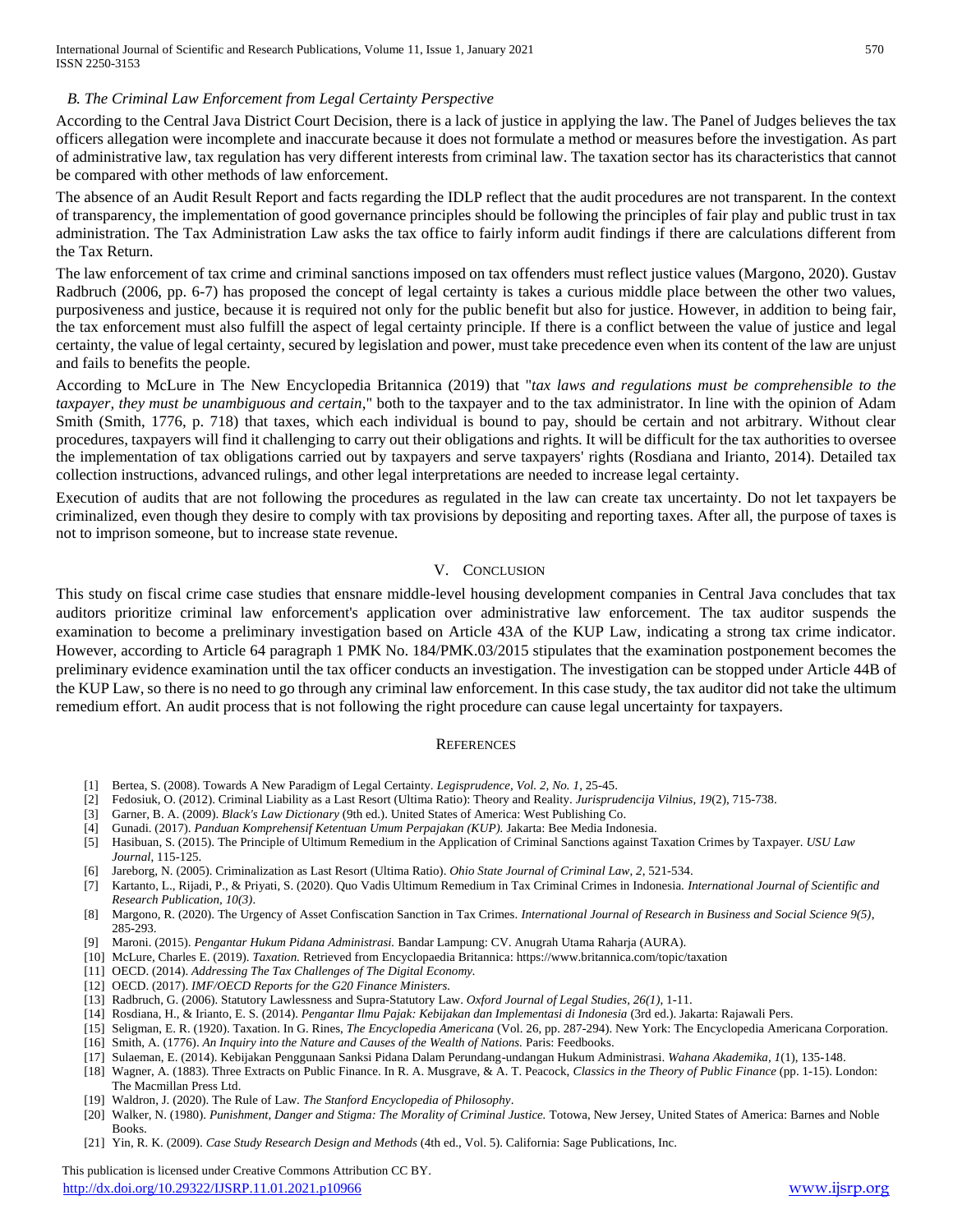### B. The Criminal Law Enforcement from Legal Certainty Perspective

According to the Central Java District Court Decision, there is a lack of justice in applying the law. The Panel of Judges believes the tax officers allegation were incomplete and inaccurate because it does not formulate a method or measures before the investigation. As part of administrative law, tax regulation has very different interests from criminal law. The taxation sector has its characteristics that cannot be compared with other methods of law enforcement.

The absence of an Audit Result Report and facts regarding the IDLP reflect that the audit procedures are not transparent. In the context of transparency, the implementation of good governance principles should be following the principles of fair play and public trust in tax administration. The Tax Administration Law asks the tax office to fairly inform audit findings if there are calculations different from the Tax Return.

The law enforcement of tax crime and criminal sanctions imposed on tax offenders must reflect justice values (Margono, 2020). Gustav Radbruch (2006, pp. 6-7) has proposed the concept of legal certainty is takes a curious middle place between the other two values, purposiveness and justice, because it is required not only for the public benefit but also for justice. However, in addition to being fair, the tax enforcement must also fulfill the aspect of legal certainty principle. If there is a conflict between the value of justice and legal certainty, the value of legal certainty, secured by legislation and power, must take precedence even when its content of the law are unjust and fails to benefits the people.

According to McLure in The New Encyclopedia Britannica (2019) that "*tax laws and regulations must be comprehensible to the taxpayer, they must be unambiguous and certain*," both to the taxpayer and to the tax administrator. In line with the opinion of Adam Smith (Smith, 1776, p. 718) that taxes, which each individual is bound to pay, should be certain and not arbitrary. Without clear procedures, taxpayers will find it challenging to carry out their obligations and rights. It will be difficult for the tax authorities to oversee the implementation of tax obligations carried out by taxpayers and serve taxpayers' rights (Rosdiana and Irianto, 2014). Detailed tax collection instructions, advanced rulings, and other legal interpretations are needed to increase legal certainty.

Execution of audits that are not following the procedures as regulated in the law can create tax uncertainty. Do not let taxpayers be criminalized, even though they desire to comply with tax provisions by depositing and reporting taxes. After all, the purpose of taxes is not to imprison someone, but to increase state revenue.

## V. Conclusion

This study on fiscal crime case studies that ensnare middle-level housing development companies in Central Java concludes that tax auditors prioritize criminal law enforcement's application over administrative law enforcement. The tax auditor suspends the examination to become a preliminary investigation based on Article 43A of the KUP Law, indicating a strong tax crime indicator. However, according to Article 64 paragraph 1 PMK No. 184/PMK.03/2015 stipulates that the examination postponement becomes the preliminary evidence examination until the tax officer conducts an investigation. The investigation can be stopped under Article 44B of the KUP Law, so there is no need to go through any criminal law enforcement. In this case study, the tax auditor did not take the ultimum remedium effort. An audit process that is not following the right procedure can cause legal uncertainty for taxpayers.

## References

[1] Bertea, S. (2008). Towards A New Paradigm of Legal Certainty. *Legisprudence, Vol. 2, No. 1*, 25-45.

[2] Fedosiuk, O. (2012). Criminal Liability as a Last Resort (Ultima Ratio): Theory and Reality. *Jurisprudencija Vilnius, 19*(2), 715-738.

[3] Garner, B. A. (2009). *Black's Law Dictionary* (9th ed.). United States of America: West Publishing Co.

[4] Gunadi. (2017). *Panduan Komprehensif Ketentuan Umum Perpajakan (KUP)*. Jakarta: Bee Media Indonesia.

[5] Hasibuan, S. (2015). The Principle of Ultimum Remedium in the Application of Criminal Sanctions against Taxation Crimes by Taxpayer. *USU Law Journal*, 115-125.

[6] Jareborg, N. (2005). Criminalization as Last Resort (Ultima Ratio). *Ohio State Journal of Criminal Law, 2*, 521-534.

[7] Kartanto, L., Rijadi, P., & Priyati, S. (2020). Quo Vadis Ultimum Remedium in Tax Criminal Crimes in Indonesia. *International Journal of Scientific and Research Publication, 10(3)*.

[8] Margono, R. (2020). The Urgency of Asset Confiscation Sanction in Tax Crimes. *International Journal of Research in Business and Social Science 9(5)*, 285-293.

[9] Maroni. (2015). *Pengantar Hukum Pidana Administrasi.* Bandar Lampung: CV. Anugrah Utama Raharja (AURA).

[10] McLure, Charles E. (2019). *Taxation.* Retrieved from Encyclopaedia Britannica: https://www.britannica.com/topic/taxation

[11] OECD. (2014). *Addressing The Tax Challenges of The Digital Economy.*

[12] OECD. (2017). *IMF/OECD Reports for the G20 Finance Ministers.*

[13] Radbruch, G. (2006). Statutory Lawlessness and Supra-Statutory Law. *Oxford Journal of Legal Studies, 26(1)*, 1-11.

[14] Rosdiana, H., & Irianto, E. S. (2014). *Pengantar Ilmu Pajak: Kebijakan dan Implementasi di Indonesia* (3rd ed.). Jakarta: Rajawali Pers.

[15] Seligman, E. R. (1920). Taxation. In G. Rines, *The Encyclopedia Americana* (Vol. 26, pp. 287-294). New York: The Encyclopedia Americana Corporation.

[16] Smith, A. (1776). *An Inquiry into the Nature and Causes of the Wealth of Nations.* Paris: Feedbooks.

[17] Sulaeman, E. (2014). Kebijakan Penggunaan Sanksi Pidana Dalam Perundang-undangan Hukum Administrasi. *Wahana Akademika, 1*(1), 135-148.

[18] Wagner, A. (1883). Three Extracts on Public Finance. In R. A. Musgrave, & A. T. Peacock, *Classics in the Theory of Public Finance* (pp. 1-15). London: The Macmillan Press Ltd.

[19] Waldron, J. (2020). The Rule of Law. *The Stanford Encyclopedia of Philosophy*.

[20] Walker, N. (1980). *Punishment, Danger and Stigma: The Morality of Criminal Justice.* Totowa, New Jersey, United States of America: Barnes and Noble Books.

[21] Yin, R. K. (2009). *Case Study Research Design and Methods* (4th ed., Vol. 5). California: Sage Publications, Inc.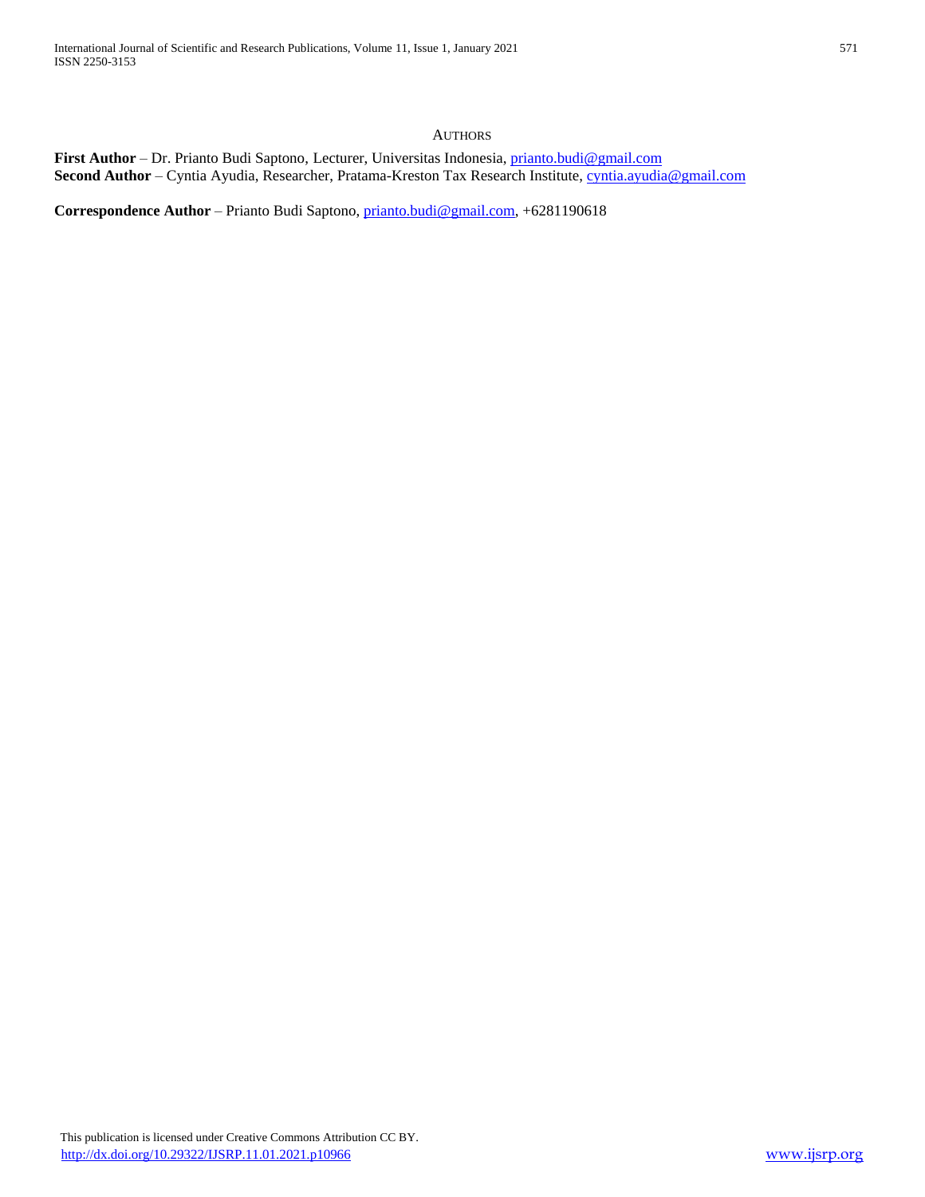## AUTHORS

**First Author** – Dr. Prianto Budi Saptono, Lecturer, Universitas Indonesia, prianto.budi@gmail.com
**Second Author** – Cyntia Ayudia, Researcher, Pratama-Kreston Tax Research Institute, cyntia.ayudia@gmail.com

**Correspondence Author** – Prianto Budi Saptono, prianto.budi@gmail.com, +6281190618

This publication is licensed under Creative Commons Attribution CC BY.
http://dx.doi.org/10.29322/IJSRP.11.01.2021.p10966